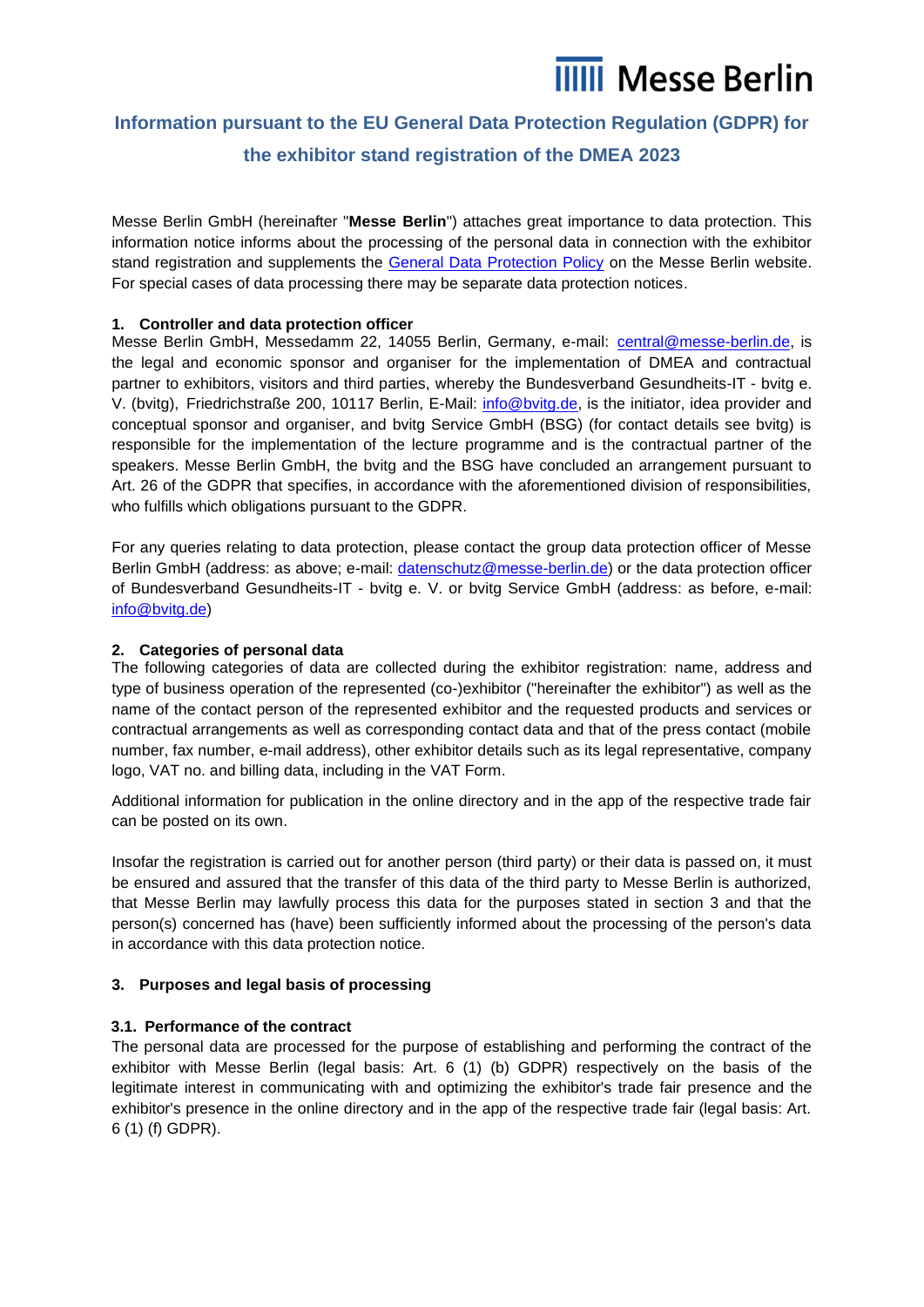# Information pursuant to the EU General Data Protection Regulation (GDPR) for the exhibitor stand registration of the DMEA 2023

Messe Berlin GmbH (hereinafter "**Messe Berlin**") attaches great importance to data protection. This information notice informs about the processing of the personal data in connection with the exhibitor stand registration and supplements the General Data Protection Policy on the Messe Berlin website. For special cases of data processing there may be separate data protection notices.

## 1. Controller and data protection officer

Messe Berlin GmbH, Messedamm 22, 14055 Berlin, Germany, e-mail: central@messe-berlin.de, is the legal and economic sponsor and organiser for the implementation of DMEA and contractual partner to exhibitors, visitors and third parties, whereby the Bundesverband Gesundheits-IT - bvitg e. V. (bvitg), Friedrichstraße 200, 10117 Berlin, E-Mail: info@bvitg.de, is the initiator, idea provider and conceptual sponsor and organiser, and bvitg Service GmbH (BSG) (for contact details see bvitg) is responsible for the implementation of the lecture programme and is the contractual partner of the speakers. Messe Berlin GmbH, the bvitg and the BSG have concluded an arrangement pursuant to Art. 26 of the GDPR that specifies, in accordance with the aforementioned division of responsibilities, who fulfills which obligations pursuant to the GDPR.

For any queries relating to data protection, please contact the group data protection officer of Messe Berlin GmbH (address: as above; e-mail: datenschutz@messe-berlin.de) or the data protection officer of Bundesverband Gesundheits-IT - bvitg e. V. or bvitg Service GmbH (address: as before, e-mail: info@bvitg.de)

## 2. Categories of personal data

The following categories of data are collected during the exhibitor registration: name, address and type of business operation of the represented (co-)exhibitor ("hereinafter the exhibitor") as well as the name of the contact person of the represented exhibitor and the requested products and services or contractual arrangements as well as corresponding contact data and that of the press contact (mobile number, fax number, e-mail address), other exhibitor details such as its legal representative, company logo, VAT no. and billing data, including in the VAT Form.

Additional information for publication in the online directory and in the app of the respective trade fair can be posted on its own.

Insofar the registration is carried out for another person (third party) or their data is passed on, it must be ensured and assured that the transfer of this data of the third party to Messe Berlin is authorized, that Messe Berlin may lawfully process this data for the purposes stated in section 3 and that the person(s) concerned has (have) been sufficiently informed about the processing of the person's data in accordance with this data protection notice.

## 3. Purposes and legal basis of processing

### 3.1. Performance of the contract

The personal data are processed for the purpose of establishing and performing the contract of the exhibitor with Messe Berlin (legal basis: Art. 6 (1) (b) GDPR) respectively on the basis of the legitimate interest in communicating with and optimizing the exhibitor's trade fair presence and the exhibitor's presence in the online directory and in the app of the respective trade fair (legal basis: Art. 6 (1) (f) GDPR).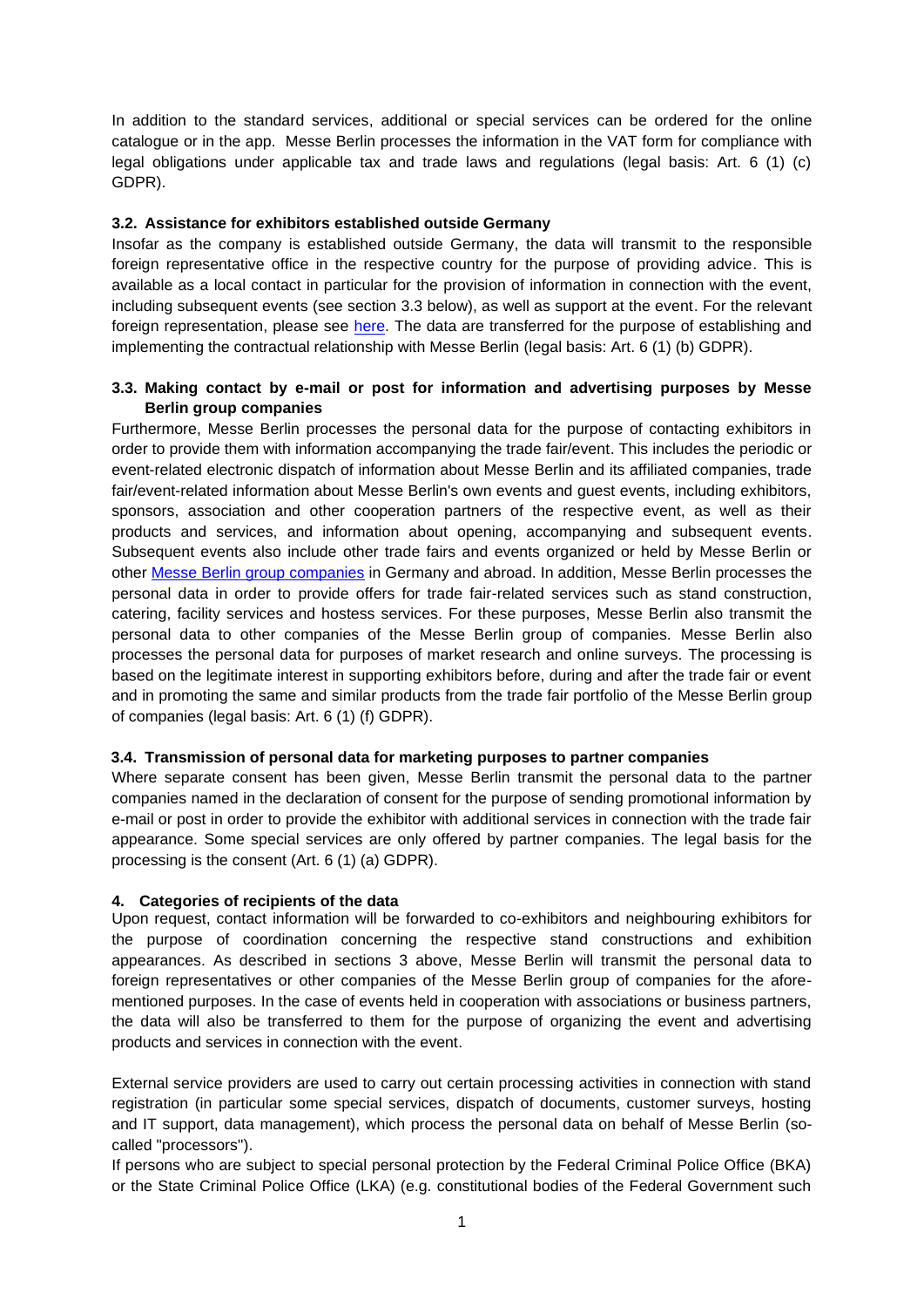In addition to the standard services, additional or special services can be ordered for the online catalogue or in the app. Messe Berlin processes the information in the VAT form for compliance with legal obligations under applicable tax and trade laws and regulations (legal basis: Art. 6 (1) (c) GDPR).

### 3.2. Assistance for exhibitors established outside Germany

Insofar as the company is established outside Germany, the data will transmit to the responsible foreign representative office in the respective country for the purpose of providing advice. This is available as a local contact in particular for the provision of information in connection with the event, including subsequent events (see section 3.3 below), as well as support at the event. For the relevant foreign representation, please see here. The data are transferred for the purpose of establishing and implementing the contractual relationship with Messe Berlin (legal basis: Art. 6 (1) (b) GDPR).

### 3.3. Making contact by e-mail or post for information and advertising purposes by Messe Berlin group companies

Furthermore, Messe Berlin processes the personal data for the purpose of contacting exhibitors in order to provide them with information accompanying the trade fair/event. This includes the periodic or event-related electronic dispatch of information about Messe Berlin and its affiliated companies, trade fair/event-related information about Messe Berlin's own events and guest events, including exhibitors, sponsors, association and other cooperation partners of the respective event, as well as their products and services, and information about opening, accompanying and subsequent events. Subsequent events also include other trade fairs and events organized or held by Messe Berlin or other Messe Berlin group companies in Germany and abroad. In addition, Messe Berlin processes the personal data in order to provide offers for trade fair-related services such as stand construction, catering, facility services and hostess services. For these purposes, Messe Berlin also transmit the personal data to other companies of the Messe Berlin group of companies. Messe Berlin also processes the personal data for purposes of market research and online surveys. The processing is based on the legitimate interest in supporting exhibitors before, during and after the trade fair or event and in promoting the same and similar products from the trade fair portfolio of the Messe Berlin group of companies (legal basis: Art. 6 (1) (f) GDPR).

### 3.4. Transmission of personal data for marketing purposes to partner companies

Where separate consent has been given, Messe Berlin transmit the personal data to the partner companies named in the declaration of consent for the purpose of sending promotional information by e-mail or post in order to provide the exhibitor with additional services in connection with the trade fair appearance. Some special services are only offered by partner companies. The legal basis for the processing is the consent (Art. 6 (1) (a) GDPR).

## 4. Categories of recipients of the data

Upon request, contact information will be forwarded to co-exhibitors and neighbouring exhibitors for the purpose of coordination concerning the respective stand constructions and exhibition appearances. As described in sections 3 above, Messe Berlin will transmit the personal data to foreign representatives or other companies of the Messe Berlin group of companies for the aforementioned purposes. In the case of events held in cooperation with associations or business partners, the data will also be transferred to them for the purpose of organizing the event and advertising products and services in connection with the event.

External service providers are used to carry out certain processing activities in connection with stand registration (in particular some special services, dispatch of documents, customer surveys, hosting and IT support, data management), which process the personal data on behalf of Messe Berlin (so-called "processors").

If persons who are subject to special personal protection by the Federal Criminal Police Office (BKA) or the State Criminal Police Office (LKA) (e.g. constitutional bodies of the Federal Government such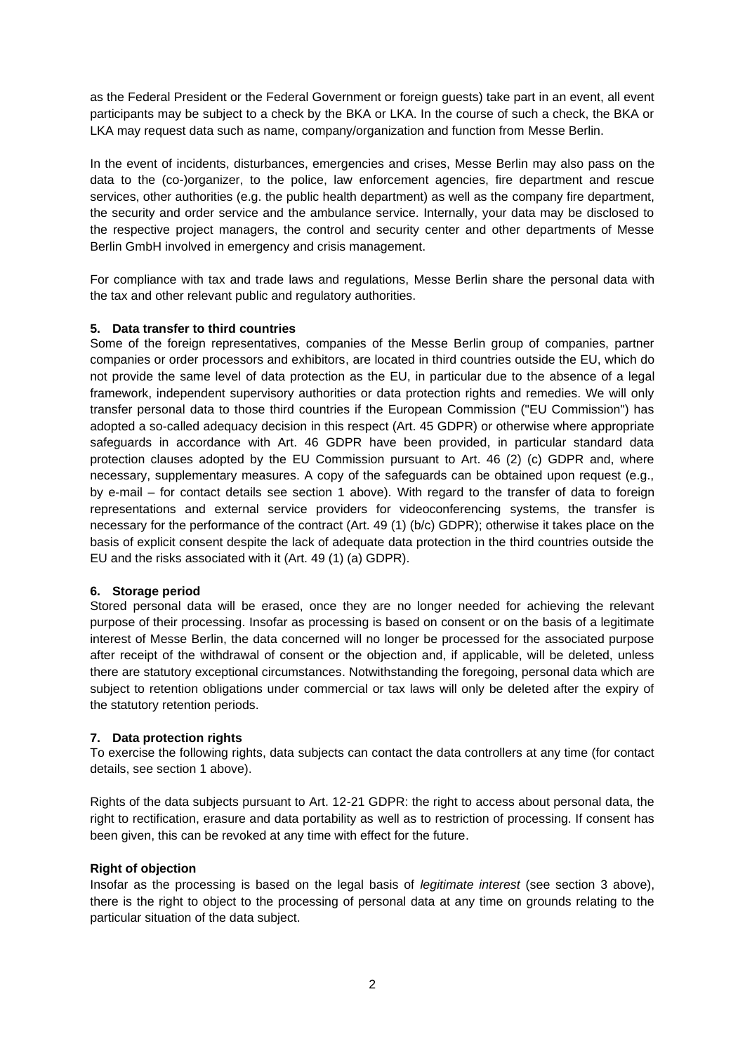as the Federal President or the Federal Government or foreign guests) take part in an event, all event participants may be subject to a check by the BKA or LKA. In the course of such a check, the BKA or LKA may request data such as name, company/organization and function from Messe Berlin.

In the event of incidents, disturbances, emergencies and crises, Messe Berlin may also pass on the data to the (co-)organizer, to the police, law enforcement agencies, fire department and rescue services, other authorities (e.g. the public health department) as well as the company fire department, the security and order service and the ambulance service. Internally, your data may be disclosed to the respective project managers, the control and security center and other departments of Messe Berlin GmbH involved in emergency and crisis management.

For compliance with tax and trade laws and regulations, Messe Berlin share the personal data with the tax and other relevant public and regulatory authorities.

### 5. Data transfer to third countries

Some of the foreign representatives, companies of the Messe Berlin group of companies, partner companies or order processors and exhibitors, are located in third countries outside the EU, which do not provide the same level of data protection as the EU, in particular due to the absence of a legal framework, independent supervisory authorities or data protection rights and remedies. We will only transfer personal data to those third countries if the European Commission ("EU Commission") has adopted a so-called adequacy decision in this respect (Art. 45 GDPR) or otherwise where appropriate safeguards in accordance with Art. 46 GDPR have been provided, in particular standard data protection clauses adopted by the EU Commission pursuant to Art. 46 (2) (c) GDPR and, where necessary, supplementary measures. A copy of the safeguards can be obtained upon request (e.g., by e-mail – for contact details see section 1 above). With regard to the transfer of data to foreign representations and external service providers for videoconferencing systems, the transfer is necessary for the performance of the contract (Art. 49 (1) (b/c) GDPR); otherwise it takes place on the basis of explicit consent despite the lack of adequate data protection in the third countries outside the EU and the risks associated with it (Art. 49 (1) (a) GDPR).

### 6. Storage period

Stored personal data will be erased, once they are no longer needed for achieving the relevant purpose of their processing. Insofar as processing is based on consent or on the basis of a legitimate interest of Messe Berlin, the data concerned will no longer be processed for the associated purpose after receipt of the withdrawal of consent or the objection and, if applicable, will be deleted, unless there are statutory exceptional circumstances. Notwithstanding the foregoing, personal data which are subject to retention obligations under commercial or tax laws will only be deleted after the expiry of the statutory retention periods.

### 7. Data protection rights

To exercise the following rights, data subjects can contact the data controllers at any time (for contact details, see section 1 above).

Rights of the data subjects pursuant to Art. 12-21 GDPR: the right to access about personal data, the right to rectification, erasure and data portability as well as to restriction of processing. If consent has been given, this can be revoked at any time with effect for the future.

**Right of objection**

Insofar as the processing is based on the legal basis of *legitimate interest* (see section 3 above), there is the right to object to the processing of personal data at any time on grounds relating to the particular situation of the data subject.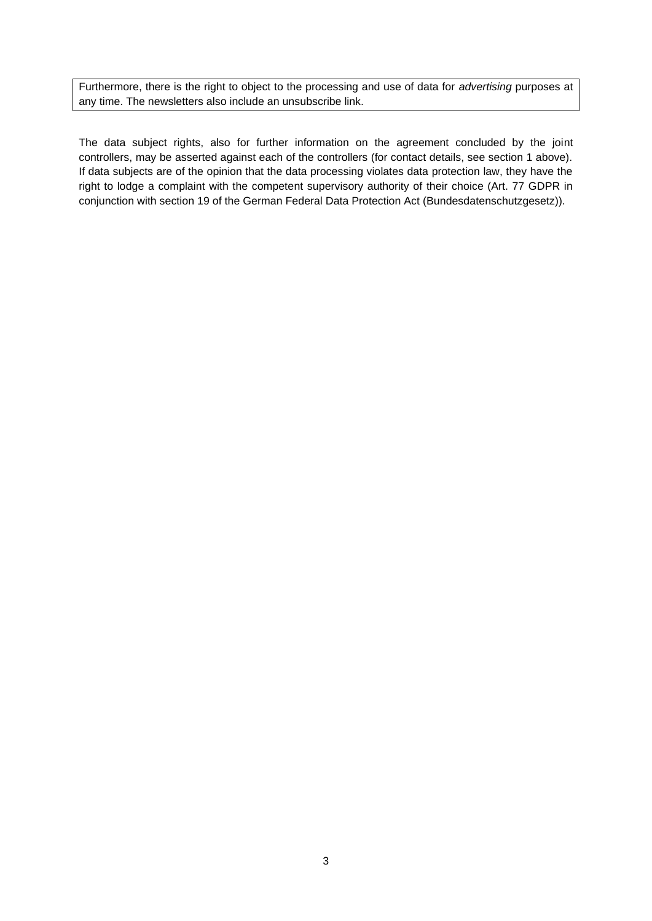Furthermore, there is the right to object to the processing and use of data for *advertising* purposes at any time. The newsletters also include an unsubscribe link.

The data subject rights, also for further information on the agreement concluded by the joint controllers, may be asserted against each of the controllers (for contact details, see section 1 above). If data subjects are of the opinion that the data processing violates data protection law, they have the right to lodge a complaint with the competent supervisory authority of their choice (Art. 77 GDPR in conjunction with section 19 of the German Federal Data Protection Act (Bundesdatenschutzgesetz)).